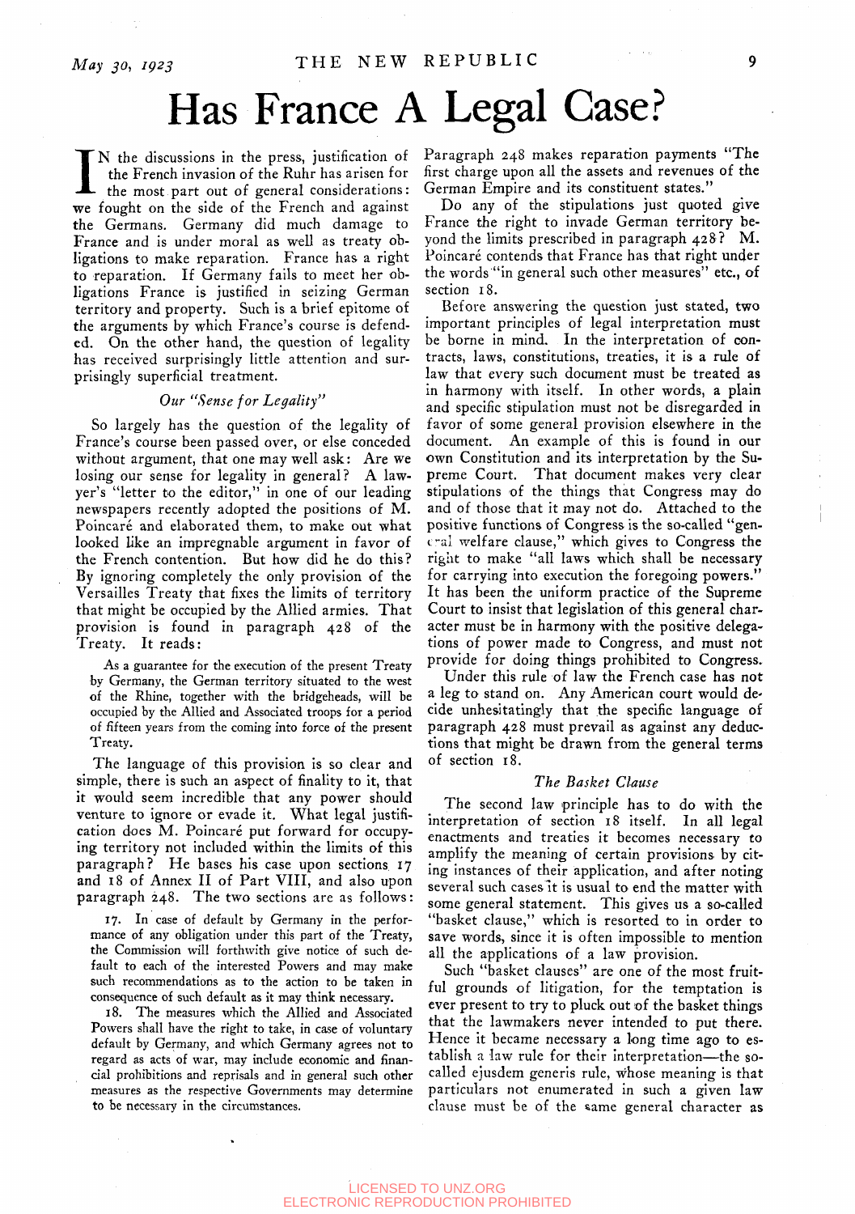# Has France A Legal Case?

IN the discussions in the press, justification of the French invasion of the Ruhr has arisen for the most part out of general considerations: we fought on the side of the French and against the Germans. Germany did much damage to France and is under moral as well as treaty obligations to make reparation. France has a right to reparation. If Germany fails to meet her obligations France is justified in seizing German territory and property. Such is a brief epitome of the arguments by which France's course is defended. On the other hand, the question of legality has received surprisingly little attention and surprisingly superficial treatment.

### *Our "Sense for Legality"*

So largely has the question of the legality of France's course been passed over, or else conceded without argument, that one may well ask: Are we losing our sense for legality in general? A lawyer's "letter to the editor," in one of our leading newspapers recently adopted the positions of M. Poincaré and elaborated them, to make out what looked like an impregnable argument in favor of the French contention. But how did he do this? By ignoring completely the only provision of the Versailles Treaty that fixes the limits of territory that might be occupied by the Allied armies. That provision is found in paragraph 428 of the Treaty. It reads:

> As a guarantee for the execution of the present Treaty by Germany, the German territory situated to the west of the Rhine, together with the bridgeheads, will be occupied by the Allied and Associated troops for a period of fifteen years from the coming into force of the present Treaty.

The language of this provision is so clear and simple, there is such an aspect of finality to it, that it would seem incredible that any power should venture to ignore or evade it. What legal justification does M. Poincaré put forward for occupying territory not included within the limits of this paragraph? He bases his case upon sections 17 and 18 of Annex II of Part VIII, and also upon paragraph 248. The two sections are as follows:

> 17. In case of default by Germany in the performance of any obligation under this part of the Treaty, the Commission will forthwith give notice of such default to each of the interested Powers and may make such recommendations as to the action to be taken in consequence of such default as it may think necessary.
>
> 18. The measures which the Allied and Associated Powers shall have the right to take, in case of voluntary default by Germany, and which Germany agrees not to regard as acts of war, may include economic and financial prohibitions and reprisals and in general such other measures as the respective Governments may determine to be necessary in the circumstances.

Paragraph 248 makes reparation payments "The first charge upon all the assets and revenues of the German Empire and its constituent states."

Do any of the stipulations just quoted give France the right to invade German territory beyond the limits prescribed in paragraph 428? M. Poincaré contends that France has that right under the words "in general such other measures" etc., of section 18.

Before answering the question just stated, two important principles of legal interpretation must be borne in mind. In the interpretation of contracts, laws, constitutions, treaties, it is a rule of law that every such document must be treated as in harmony with itself. In other words, a plain and specific stipulation must not be disregarded in favor of some general provision elsewhere in the document. An example of this is found in our own Constitution and its interpretation by the Supreme Court. That document makes very clear stipulations of the things that Congress may do and of those that it may not do. Attached to the positive functions of Congress is the so-called "general welfare clause," which gives to Congress the right to make "all laws which shall be necessary for carrying into execution the foregoing powers." It has been the uniform practice of the Supreme Court to insist that legislation of this general character must be in harmony with the positive delegations of power made to Congress, and must not provide for doing things prohibited to Congress.

Under this rule of law the French case has not a leg to stand on. Any American court would decide unhesitatingly that the specific language of paragraph 428 must prevail as against any deductions that might be drawn from the general terms of section 18.

### *The Basket Clause*

The second law principle has to do with the interpretation of section 18 itself. In all legal enactments and treaties it becomes necessary to amplify the meaning of certain provisions by citing instances of their application, and after noting several such cases it is usual to end the matter with some general statement. This gives us a so-called "basket clause," which is resorted to in order to save words, since it is often impossible to mention all the applications of a law provision.

Such "basket clauses" are one of the most fruitful grounds of litigation, for the temptation is ever present to try to pluck out of the basket things that the lawmakers never intended to put there. Hence it became necessary a long time ago to establish a law rule for their interpretation—the so-called ejusdem generis rule, whose meaning is that particulars not enumerated in such a given law clause must be of the same general character as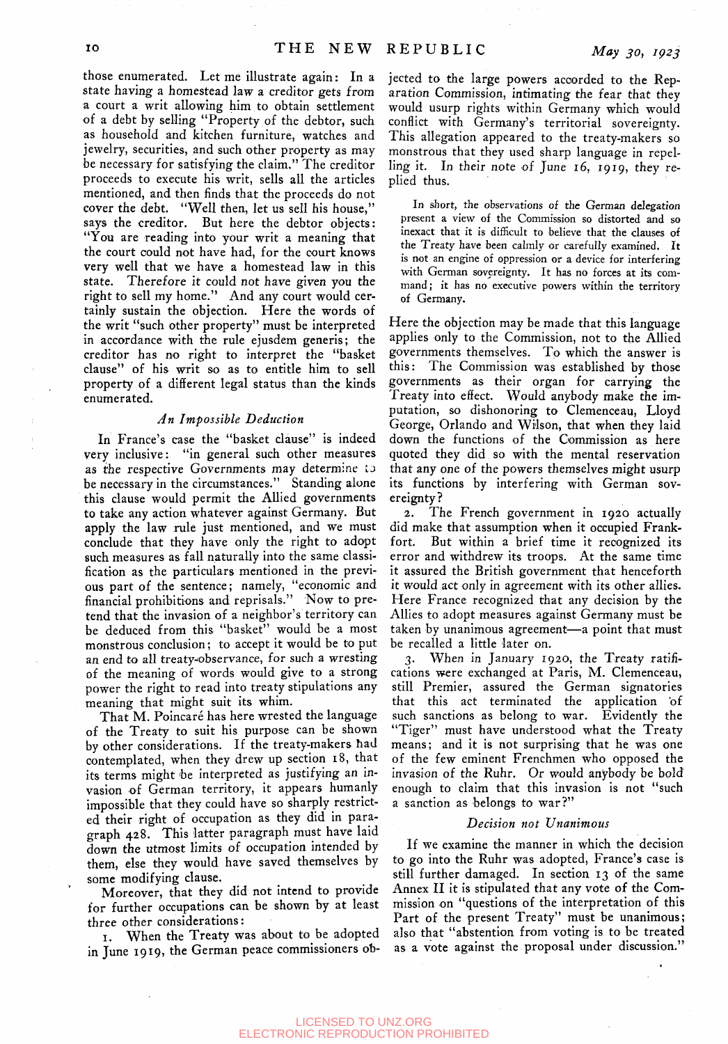those enumerated. Let me illustrate again: In a state having a homestead law a creditor gets from a court a writ allowing him to obtain settlement of a debt by selling "Property of the debtor, such as household and kitchen furniture, watches and jewelry, securities, and such other property as may be necessary for satisfying the claim." The creditor proceeds to execute his writ, sells all the articles mentioned, and then finds that the proceeds do not cover the debt. "Well then, let us sell his house," says the creditor. But here the debtor objects: "You are reading into your writ a meaning that the court could not have had, for the court knows very well that we have a homestead law in this state. Therefore it could not have given you the right to sell my home." And any court would certainly sustain the objection. Here the words of the writ "such other property" must be interpreted in accordance with the rule ejusdem generis; the creditor has no right to interpret the "basket clause" of his writ so as to entitle him to sell property of a different legal status than the kinds enumerated.

### *An Impossible Deduction*

In France's case the "basket clause" is indeed very inclusive: "in general such other measures as the respective Governments may determine to be necessary in the circumstances." Standing alone this clause would permit the Allied governments to take any action whatever against Germany. But apply the law rule just mentioned, and we must conclude that they have only the right to adopt such measures as fall naturally into the same classification as the particulars mentioned in the previous part of the sentence; namely, "economic and financial prohibitions and reprisals." Now to pretend that the invasion of a neighbor's territory can be deduced from this "basket" would be a most monstrous conclusion; to accept it would be to put an end to all treaty-observance, for such a wresting of the meaning of words would give to a strong power the right to read into treaty stipulations any meaning that might suit its whim.

That M. Poincaré has here wrested the language of the Treaty to suit his purpose can be shown by other considerations. If the treaty-makers had contemplated, when they drew up section 18, that its terms might be interpreted as justifying an invasion of German territory, it appears humanly impossible that they could have so sharply restricted their right of occupation as they did in paragraph 428. This latter paragraph must have laid down the utmost limits of occupation intended by them, else they would have saved themselves by some modifying clause.

Moreover, that they did not intend to provide for further occupations can be shown by at least three other considerations:

1. When the Treaty was about to be adopted in June 1919, the German peace commissioners objected to the large powers accorded to the Reparation Commission, intimating the fear that they would usurp rights within Germany which would conflict with Germany's territorial sovereignty. This allegation appeared to the treaty-makers so monstrous that they used sharp language in repelling it. In their note of June 16, 1919, they replied thus.

> In short, the observations of the German delegation present a view of the Commission so distorted and so inexact that it is difficult to believe that the clauses of the Treaty have been calmly or carefully examined. It is not an engine of oppression or a device for interfering with German sovereignty. It has no forces at its command; it has no executive powers within the territory of Germany.

Here the objection may be made that this language applies only to the Commission, not to the Allied governments themselves. To which the answer is this: The Commission was established by those governments as their organ for carrying the Treaty into effect. Would anybody make the imputation, so dishonoring to Clemenceau, Lloyd George, Orlando and Wilson, that when they laid down the functions of the Commission as here quoted they did so with the mental reservation that any one of the powers themselves might usurp its functions by interfering with German sovereignty?

2. The French government in 1920 actually did make that assumption when it occupied Frankfort. But within a brief time it recognized its error and withdrew its troops. At the same time it assured the British government that henceforth it would act only in agreement with its other allies. Here France recognized that any decision by the Allies to adopt measures against Germany must be taken by unanimous agreement—a point that must be recalled a little later on.

3. When in January 1920, the Treaty ratifications were exchanged at Paris, M. Clemenceau, still Premier, assured the German signatories that this act terminated the application of such sanctions as belong to war. Evidently the "Tiger" must have understood what the Treaty means; and it is not surprising that he was one of the few eminent Frenchmen who opposed the invasion of the Ruhr. Or would anybody be bold enough to claim that this invasion is not "such a sanction as belongs to war?"

### *Decision not Unanimous*

If we examine the manner in which the decision to go into the Ruhr was adopted, France's case is still further damaged. In section 13 of the same Annex II it is stipulated that any vote of the Commission on "questions of the interpretation of this Part of the present Treaty" must be unanimous; also that "abstention from voting is to be treated as a vote against the proposal under discussion."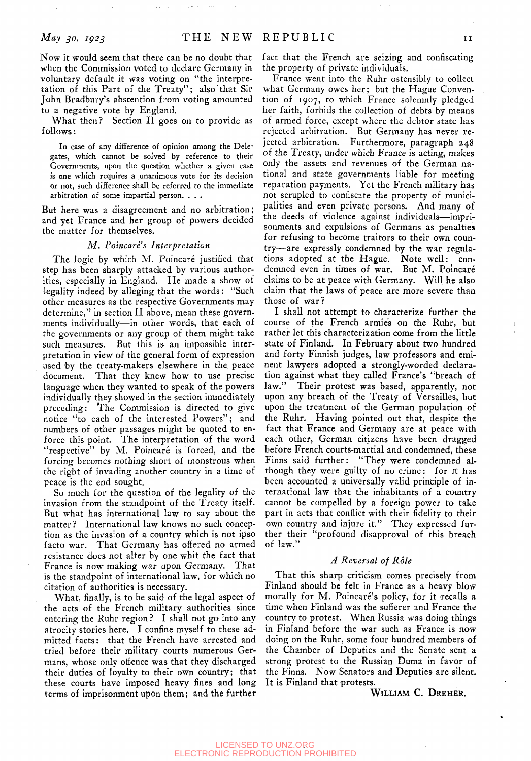Now it would seem that there can be no doubt that when the Commission voted to declare Germany in voluntary default it was voting on "the interpretation of this Part of the Treaty"; also that Sir John Bradbury's abstention from voting amounted to a negative vote by England.

What then? Section II goes on to provide as follows:

> In case of any difference of opinion among the Delegates, which cannot be solved by reference to their Governments, upon the question whether a given case is one which requires a unanimous vote for its decision or not, such difference shall be referred to the immediate arbitration of some impartial person. . . .

But here was a disagreement and no arbitration; and yet France and her group of powers decided the matter for themselves.

### *M. Poincaré's Interpretation*

The logic by which M. Poincaré justified that step has been sharply attacked by various authorities, especially in England. He made a show of legality indeed by alleging that the words: "Such other measures as the respective Governments may determine," in section II above, mean these governments individually—in other words, that each of the governments or any group of them might take such measures. But this is an impossible interpretation in view of the general form of expression used by the treaty-makers elsewhere in the peace document. That they knew how to use precise language when they wanted to speak of the powers individually they showed in the section immediately preceding: The Commission is directed to give notice "to each of the interested Powers"; and numbers of other passages might be quoted to enforce this point. The interpretation of the word "respective" by M. Poincaré is forced, and the forcing becomes nothing short of monstrous when the right of invading another country in a time of peace is the end sought.

So much for the question of the legality of the invasion from the standpoint of the Treaty itself. But what has international law to say about the matter? International law knows no such conception as the invasion of a country which is not ipso facto war. That Germany has offered no armed resistance does not alter by one whit the fact that France is now making war upon Germany. That is the standpoint of international law, for which no citation of authorities is necessary.

What, finally, is to be said of the legal aspect of the acts of the French military authorities since entering the Ruhr region? I shall not go into any atrocity stories here. I confine myself to these admitted facts: that the French have arrested and tried before their military courts numerous Germans, whose only offence was that they discharged their duties of loyalty to their own country; that these courts have imposed heavy fines and long terms of imprisonment upon them; and the further fact that the French are seizing and confiscating the property of private individuals.

France went into the Ruhr ostensibly to collect what Germany owes her; but the Hague Convention of 1907, to which France solemnly pledged her faith, forbids the collection of debts by means of armed force, except where the debtor state has rejected arbitration. But Germany has never rejected arbitration. Furthermore, paragraph 248 of the Treaty, under which France is acting, makes only the assets and revenues of the German national and state governments liable for meeting reparation payments. Yet the French military has not scrupled to confiscate the property of municipalities and even private persons. And many of the deeds of violence against individuals—imprisonments and expulsions of Germans as penalties for refusing to become traitors to their own country—are expressly condemned by the war regulations adopted at the Hague. Note well: condemned even in times of war. But M. Poincaré claims to be at peace with Germany. Will he also claim that the laws of peace are more severe than those of war?

I shall not attempt to characterize further the course of the French armies on the Ruhr, but rather let this characterization come from the little state of Finland. In February about two hundred and forty Finnish judges, law professors and eminent lawyers adopted a strongly-worded declaration against what they called France's "breach of law." Their protest was based, apparently, not upon any breach of the Treaty of Versailles, but upon the treatment of the German population of the Ruhr. Having pointed out that, despite the fact that France and Germany are at peace with each other, German citizens have been dragged before French courts-martial and condemned, these Finns said further: "They were condemned although they were guilty of no crime: for it has been accounted a universally valid principle of international law that the inhabitants of a country cannot be compelled by a foreign power to take part in acts that conflict with their fidelity to their own country and injure it." They expressed further their "profound disapproval of this breach of law."

### *A Reversal of Rôle*

That this sharp criticism comes precisely from Finland should be felt in France as a heavy blow morally for M. Poincaré's policy, for it recalls a time when Finland was the sufferer and France the country to protest. When Russia was doing things in Finland before the war such as France is now doing on the Ruhr, some four hundred members of the Chamber of Deputies and the Senate sent a strong protest to the Russian Duma in favor of the Finns. Now Senators and Deputies are silent. It is Finland that protests.

WILLIAM C. DREHER.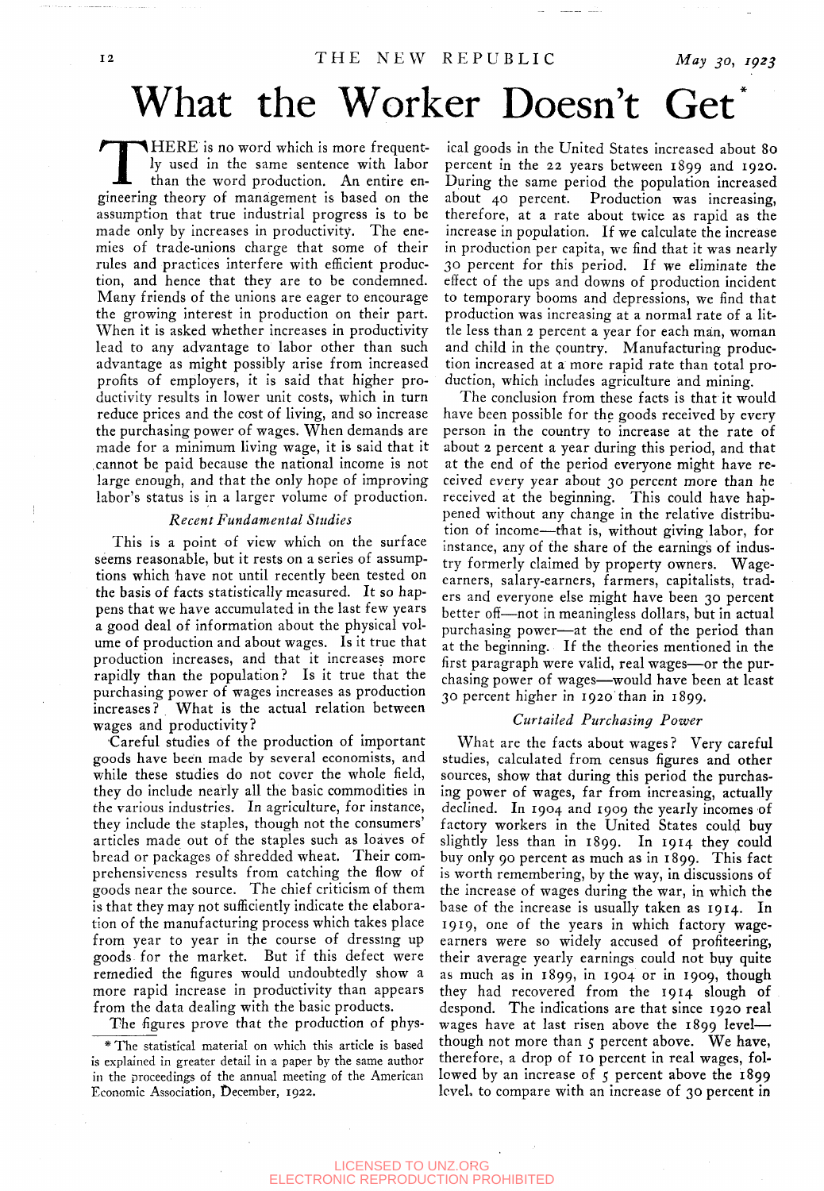# What the Worker Doesn't Get*

THERE is no word which is more frequently used in the same sentence with labor than the word production. An entire engineering theory of management is based on the assumption that true industrial progress is to be made only by increases in productivity. The enemies of trade-unions charge that some of their rules and practices interfere with efficient production, and hence that they are to be condemned. Many friends of the unions are eager to encourage the growing interest in production on their part. When it is asked whether increases in productivity lead to any advantage to labor other than such advantage as might possibly arise from increased profits of employers, it is said that higher productivity results in lower unit costs, which in turn reduce prices and the cost of living, and so increase the purchasing power of wages. When demands are made for a minimum living wage, it is said that it cannot be paid because the national income is not large enough, and that the only hope of improving labor's status is in a larger volume of production.

### *Recent Fundamental Studies*

This is a point of view which on the surface seems reasonable, but it rests on a series of assumptions which have not until recently been tested on the basis of facts statistically measured. It so happens that we have accumulated in the last few years a good deal of information about the physical volume of production and about wages. Is it true that production increases, and that it increases more rapidly than the population? Is it true that the purchasing power of wages increases as production increases? What is the actual relation between wages and productivity?

Careful studies of the production of important goods have been made by several economists, and while these studies do not cover the whole field, they do include nearly all the basic commodities in the various industries. In agriculture, for instance, they include the staples, though not the consumers' articles made out of the staples such as loaves of bread or packages of shredded wheat. Their comprehensiveness results from catching the flow of goods near the source. The chief criticism of them is that they may not sufficiently indicate the elaboration of the manufacturing process which takes place from year to year in the course of dressing up goods for the market. But if this defect were remedied the figures would undoubtedly show a more rapid increase in productivity than appears from the data dealing with the basic products.

The figures prove that the production of physical goods in the United States increased about 80 percent in the 22 years between 1899 and 1920. During the same period the population increased about 40 percent. Production was increasing, therefore, at a rate about twice as rapid as the increase in population. If we calculate the increase in production per capita, we find that it was nearly 30 percent for this period. If we eliminate the effect of the ups and downs of production incident to temporary booms and depressions, we find that production was increasing at a normal rate of a little less than 2 percent a year for each man, woman and child in the country. Manufacturing production increased at a more rapid rate than total production, which includes agriculture and mining.

The conclusion from these facts is that it would have been possible for the goods received by every person in the country to increase at the rate of about 2 percent a year during this period, and that at the end of the period everyone might have received every year about 30 percent more than he received at the beginning. This could have happened without any change in the relative distribution of income—that is, without giving labor, for instance, any of the share of the earnings of industry formerly claimed by property owners. Wage-earners, salary-earners, farmers, capitalists, traders and everyone else might have been 30 percent better off—not in meaningless dollars, but in actual purchasing power—at the end of the period than at the beginning. If the theories mentioned in the first paragraph were valid, real wages—or the purchasing power of wages—would have been at least 30 percent higher in 1920 than in 1899.

### *Curtailed Purchasing Power*

What are the facts about wages? Very careful studies, calculated from census figures and other sources, show that during this period the purchasing power of wages, far from increasing, actually declined. In 1904 and 1909 the yearly incomes of factory workers in the United States could buy slightly less than in 1899. In 1914 they could buy only 90 percent as much as in 1899. This fact is worth remembering, by the way, in discussions of the increase of wages during the war, in which the base of the increase is usually taken as 1914. In 1919, one of the years in which factory wage-earners were so widely accused of profiteering, their average yearly earnings could not buy quite as much as in 1899, in 1904 or in 1909, though they had recovered from the 1914 slough of despond. The indications are that since 1920 real wages have at last risen above the 1899 level—though not more than 5 percent above. We have, therefore, a drop of 10 percent in real wages, followed by an increase of 5 percent above the 1899 level, to compare with an increase of 30 percent in

---

* The statistical material on which this article is based is explained in greater detail in a paper by the same author in the proceedings of the annual meeting of the American Economic Association, December, 1922.